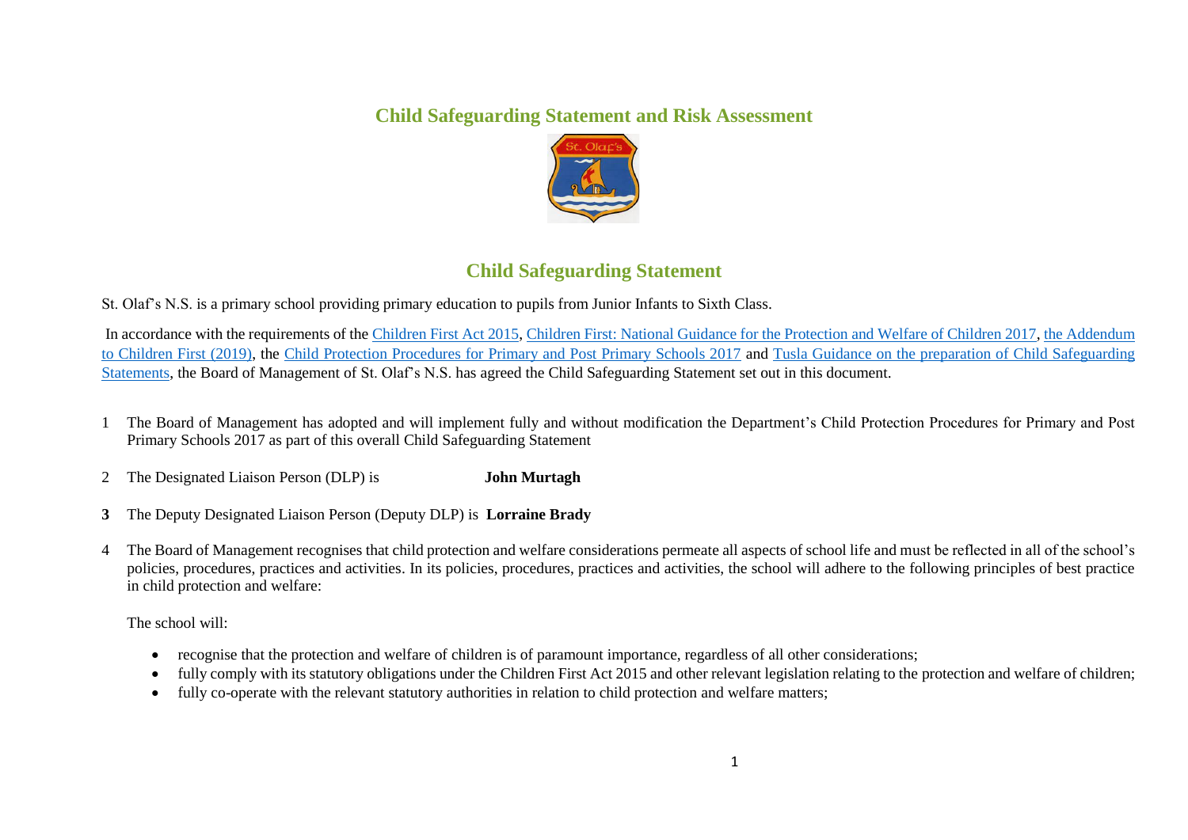# Child Safeguarding Statement and Risk Assessment

## Child Safeguarding Statement

St. Olaf's N.S. is a primary school providing primary education to pupils from Junior Infants to Sixth Class.

In accordance with the requirements of the Children First Act 2015, Children First: National Guidance for the Protection and Welfare of Children 2017, the Addendum to Children First (2019), the Child Protection Procedures for Primary and Post Primary Schools 2017 and Tusla Guidance on the preparation of Child Safeguarding Statements, the Board of Management of St. Olaf's N.S. has agreed the Child Safeguarding Statement set out in this document.

1. The Board of Management has adopted and will implement fully and without modification the Department's Child Protection Procedures for Primary and Post Primary Schools 2017 as part of this overall Child Safeguarding Statement

2. The Designated Liaison Person (DLP) is **John Murtagh**

3. The Deputy Designated Liaison Person (Deputy DLP) is **Lorraine Brady**

4. The Board of Management recognises that child protection and welfare considerations permeate all aspects of school life and must be reflected in all of the school's policies, procedures, practices and activities. In its policies, procedures, practices and activities, the school will adhere to the following principles of best practice in child protection and welfare:

   The school will:

   - recognise that the protection and welfare of children is of paramount importance, regardless of all other considerations;
   - fully comply with its statutory obligations under the Children First Act 2015 and other relevant legislation relating to the protection and welfare of children;
   - fully co-operate with the relevant statutory authorities in relation to child protection and welfare matters;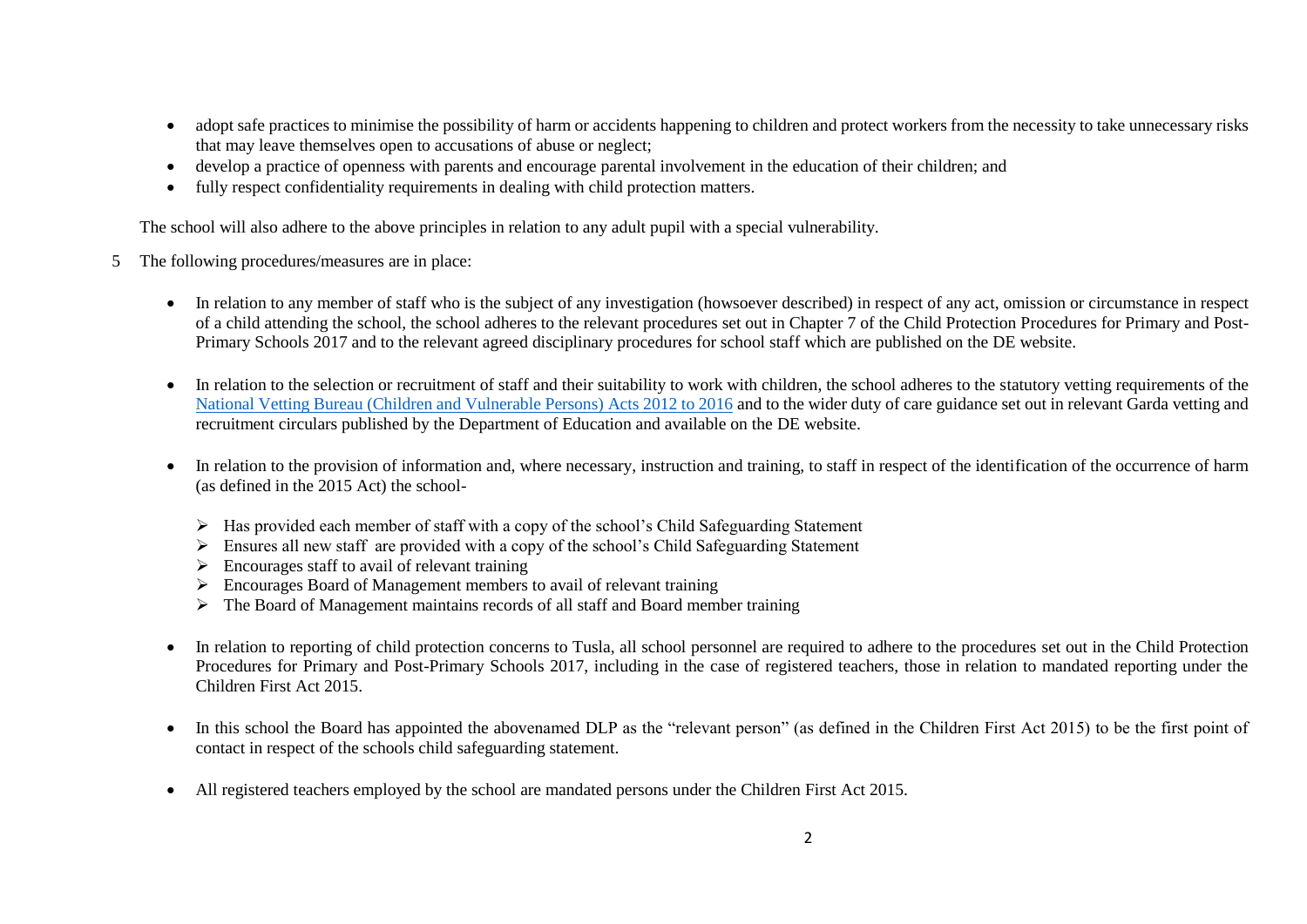- adopt safe practices to minimise the possibility of harm or accidents happening to children and protect workers from the necessity to take unnecessary risks that may leave themselves open to accusations of abuse or neglect;
- develop a practice of openness with parents and encourage parental involvement in the education of their children; and
- fully respect confidentiality requirements in dealing with child protection matters.

The school will also adhere to the above principles in relation to any adult pupil with a special vulnerability.

5 The following procedures/measures are in place:

- In relation to any member of staff who is the subject of any investigation (howsoever described) in respect of any act, omission or circumstance in respect of a child attending the school, the school adheres to the relevant procedures set out in Chapter 7 of the Child Protection Procedures for Primary and Post-Primary Schools 2017 and to the relevant agreed disciplinary procedures for school staff which are published on the DE website.

- In relation to the selection or recruitment of staff and their suitability to work with children, the school adheres to the statutory vetting requirements of the National Vetting Bureau (Children and Vulnerable Persons) Acts 2012 to 2016 and to the wider duty of care guidance set out in relevant Garda vetting and recruitment circulars published by the Department of Education and available on the DE website.

- In relation to the provision of information and, where necessary, instruction and training, to staff in respect of the identification of the occurrence of harm (as defined in the 2015 Act) the school-

  - Has provided each member of staff with a copy of the school's Child Safeguarding Statement
  - Ensures all new staff are provided with a copy of the school's Child Safeguarding Statement
  - Encourages staff to avail of relevant training
  - Encourages Board of Management members to avail of relevant training
  - The Board of Management maintains records of all staff and Board member training

- In relation to reporting of child protection concerns to Tusla, all school personnel are required to adhere to the procedures set out in the Child Protection Procedures for Primary and Post-Primary Schools 2017, including in the case of registered teachers, those in relation to mandated reporting under the Children First Act 2015.

- In this school the Board has appointed the abovenamed DLP as the "relevant person" (as defined in the Children First Act 2015) to be the first point of contact in respect of the schools child safeguarding statement.

- All registered teachers employed by the school are mandated persons under the Children First Act 2015.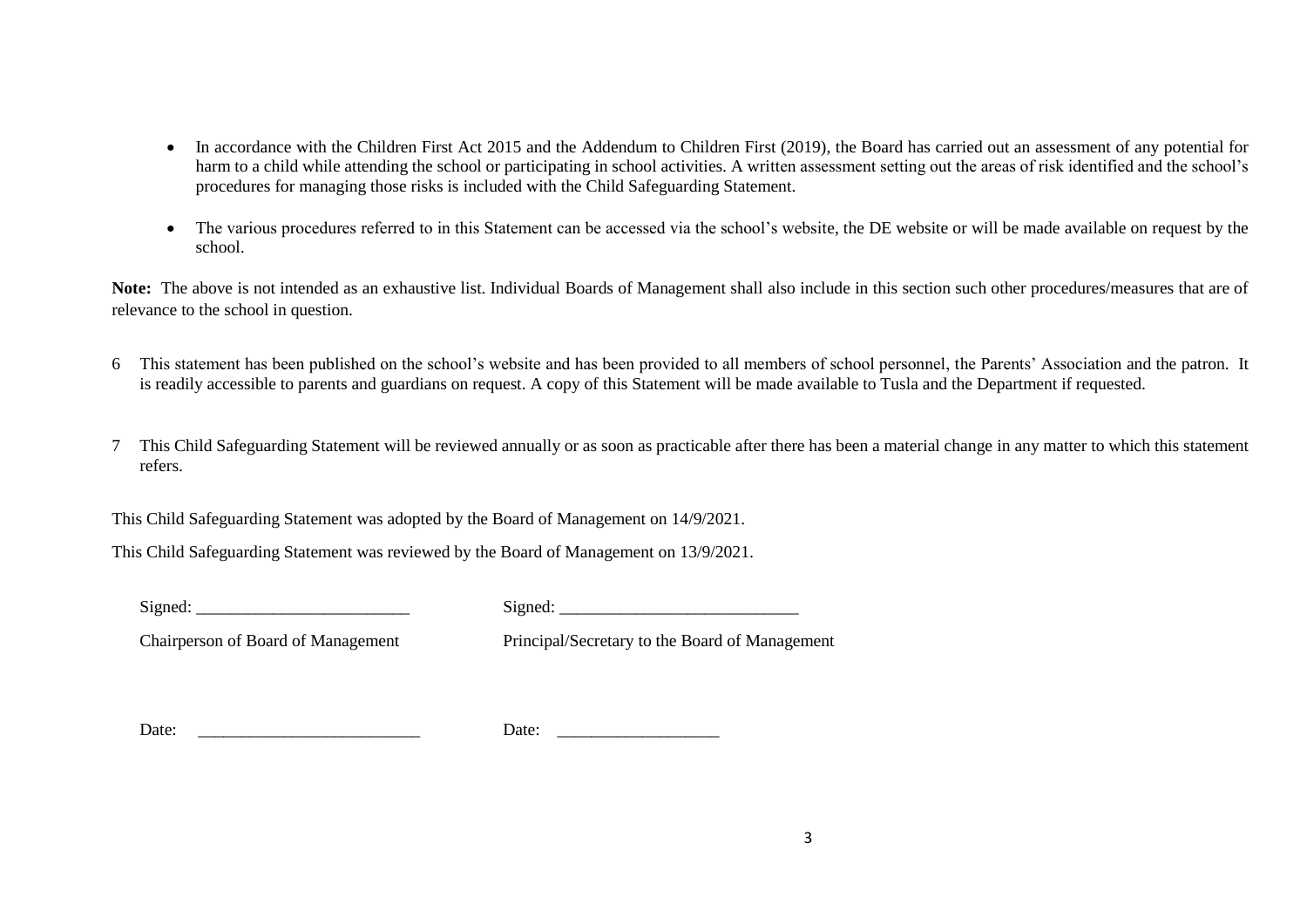- In accordance with the Children First Act 2015 and the Addendum to Children First (2019), the Board has carried out an assessment of any potential for harm to a child while attending the school or participating in school activities. A written assessment setting out the areas of risk identified and the school's procedures for managing those risks is included with the Child Safeguarding Statement.

- The various procedures referred to in this Statement can be accessed via the school's website, the DE website or will be made available on request by the school.

**Note:** The above is not intended as an exhaustive list. Individual Boards of Management shall also include in this section such other procedures/measures that are of relevance to the school in question.

6 This statement has been published on the school's website and has been provided to all members of school personnel, the Parents' Association and the patron. It is readily accessible to parents and guardians on request. A copy of this Statement will be made available to Tusla and the Department if requested.

7 This Child Safeguarding Statement will be reviewed annually or as soon as practicable after there has been a material change in any matter to which this statement refers.

This Child Safeguarding Statement was adopted by the Board of Management on 14/9/2021.

This Child Safeguarding Statement was reviewed by the Board of Management on 13/9/2021.

Signed: _________________________ Signed: ____________________________

Chairperson of Board of Management Principal/Secretary to the Board of Management

Date: __________________________ Date: ___________________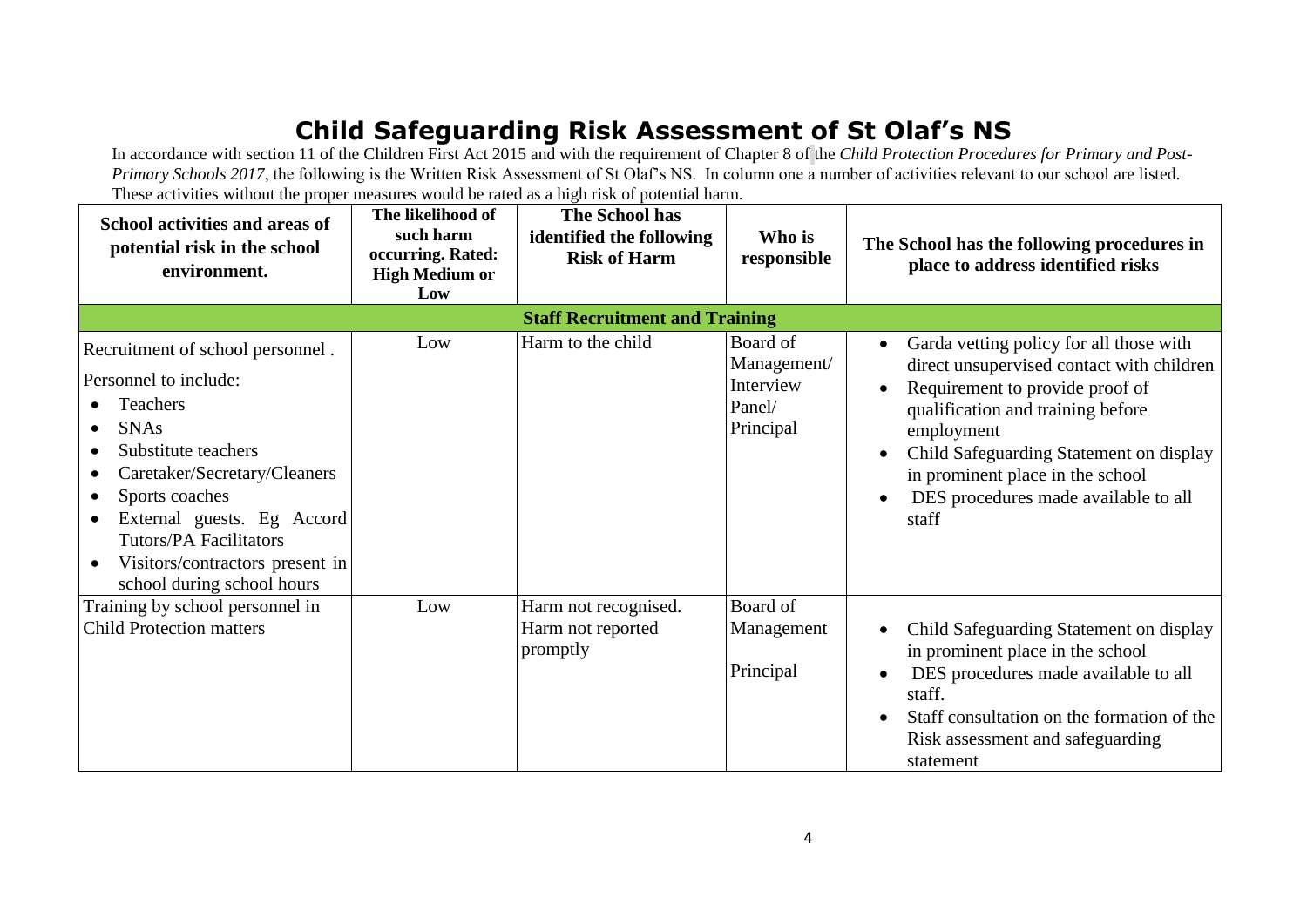# Child Safeguarding Risk Assessment of St Olaf's NS

In accordance with section 11 of the Children First Act 2015 and with the requirement of Chapter 8 of the *Child Protection Procedures for Primary and Post-Primary Schools 2017*, the following is the Written Risk Assessment of St Olaf's NS. In column one a number of activities relevant to our school are listed. These activities without the proper measures would be rated as a high risk of potential harm.

| School activities and areas of potential risk in the school environment. | The likelihood of such harm occurring. Rated: High Medium or Low | The School has identified the following Risk of Harm | Who is responsible | The School has the following procedures in place to address identified risks |
|---|---|---|---|---|
| **Staff Recruitment and Training** | | | | |
| Recruitment of school personnel .<br>Personnel to include:<br>• Teachers<br>• SNAs<br>• Substitute teachers<br>• Caretaker/Secretary/Cleaners<br>• Sports coaches<br>• External guests. Eg Accord Tutors/PA Facilitators<br>• Visitors/contractors present in school during school hours | Low | Harm to the child | Board of Management/ Interview Panel/ Principal | • Garda vetting policy for all those with direct unsupervised contact with children<br>• Requirement to provide proof of qualification and training before employment<br>• Child Safeguarding Statement on display in prominent place in the school<br>• DES procedures made available to all staff |
| Training by school personnel in Child Protection matters | Low | Harm not recognised. Harm not reported promptly | Board of Management<br>Principal | • Child Safeguarding Statement on display in prominent place in the school<br>• DES procedures made available to all staff.<br>• Staff consultation on the formation of the Risk assessment and safeguarding statement |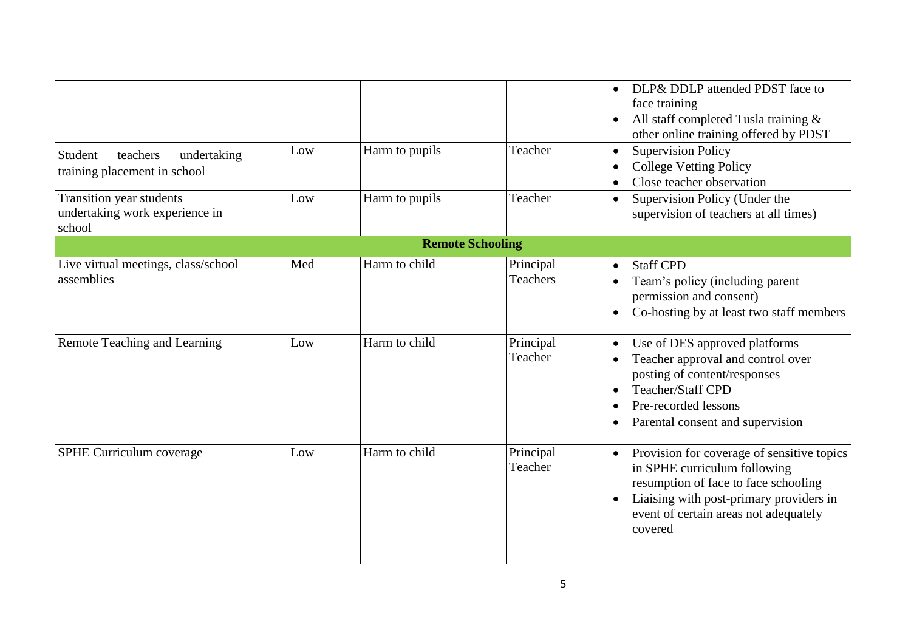| | | | | |
|---|---|---|---|---|
| | | | | • DLP& DDLP attended PDST face to face training<br>• All staff completed Tusla training & other online training offered by PDST |
| Student teachers undertaking training placement in school | Low | Harm to pupils | Teacher | • Supervision Policy<br>• College Vetting Policy<br>• Close teacher observation |
| Transition year students undertaking work experience in school | Low | Harm to pupils | Teacher | • Supervision Policy (Under the supervision of teachers at all times) |
| | | **Remote Schooling** | | |
| Live virtual meetings, class/school assemblies | Med | Harm to child | Principal<br>Teachers | • Staff CPD<br>• Team's policy (including parent permission and consent)<br>• Co-hosting by at least two staff members |
| Remote Teaching and Learning | Low | Harm to child | Principal<br>Teacher | • Use of DES approved platforms<br>• Teacher approval and control over posting of content/responses<br>• Teacher/Staff CPD<br>• Pre-recorded lessons<br>• Parental consent and supervision |
| SPHE Curriculum coverage | Low | Harm to child | Principal<br>Teacher | • Provision for coverage of sensitive topics in SPHE curriculum following resumption of face to face schooling<br>• Liaising with post-primary providers in event of certain areas not adequately covered |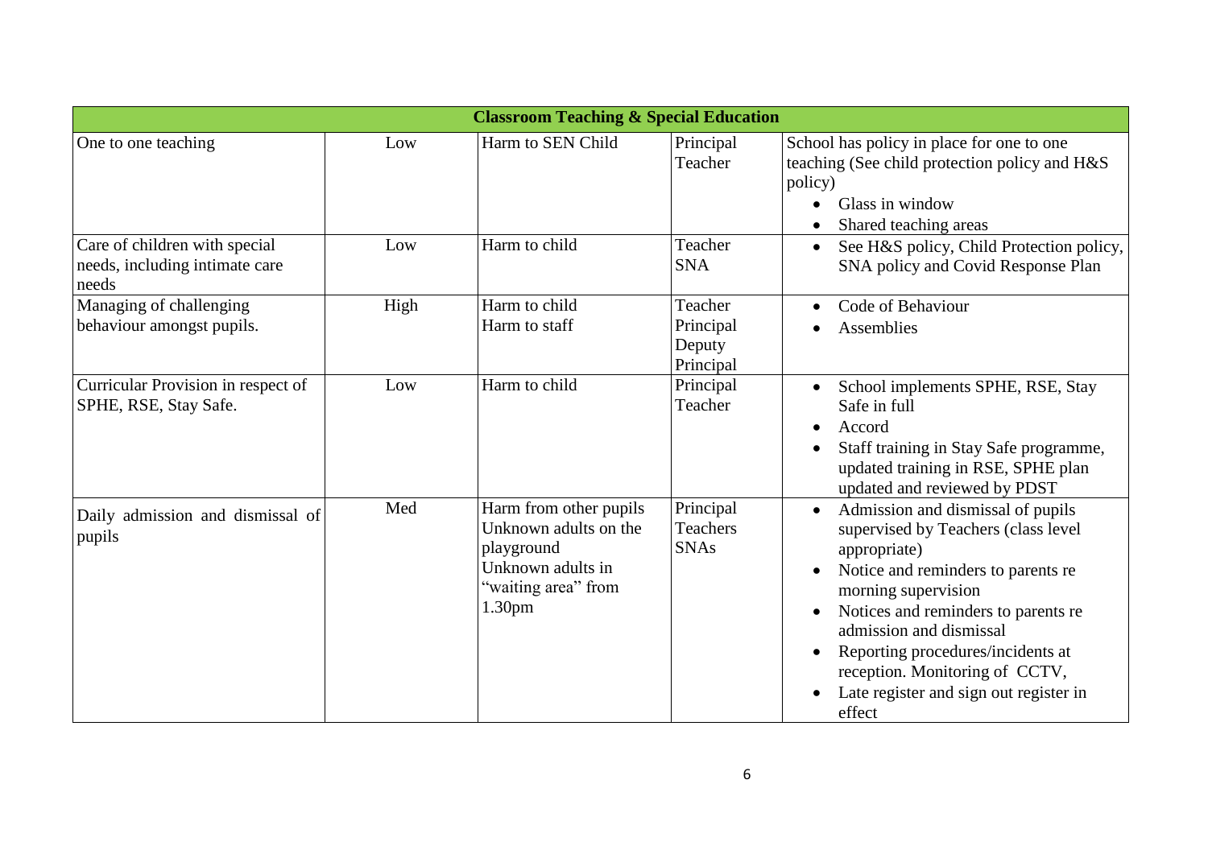| Classroom Teaching & Special Education | | | | |
|---|---|---|---|---|
| One to one teaching | Low | Harm to SEN Child | Principal<br>Teacher | School has policy in place for one to one teaching (See child protection policy and H&S policy)<br>• Glass in window<br>• Shared teaching areas |
| Care of children with special needs, including intimate care needs | Low | Harm to child | Teacher<br>SNA | • See H&S policy, Child Protection policy, SNA policy and Covid Response Plan |
| Managing of challenging behaviour amongst pupils. | High | Harm to child<br>Harm to staff | Teacher<br>Principal<br>Deputy Principal | • Code of Behaviour<br>• Assemblies |
| Curricular Provision in respect of SPHE, RSE, Stay Safe. | Low | Harm to child | Principal<br>Teacher | • School implements SPHE, RSE, Stay Safe in full<br>• Accord<br>• Staff training in Stay Safe programme, updated training in RSE, SPHE plan updated and reviewed by PDST |
| Daily admission and dismissal of pupils | Med | Harm from other pupils<br>Unknown adults on the playground<br>Unknown adults in "waiting area" from 1.30pm | Principal<br>Teachers<br>SNAs | • Admission and dismissal of pupils supervised by Teachers (class level appropriate)<br>• Notice and reminders to parents re morning supervision<br>• Notices and reminders to parents re admission and dismissal<br>• Reporting procedures/incidents at reception. Monitoring of CCTV,<br>• Late register and sign out register in effect |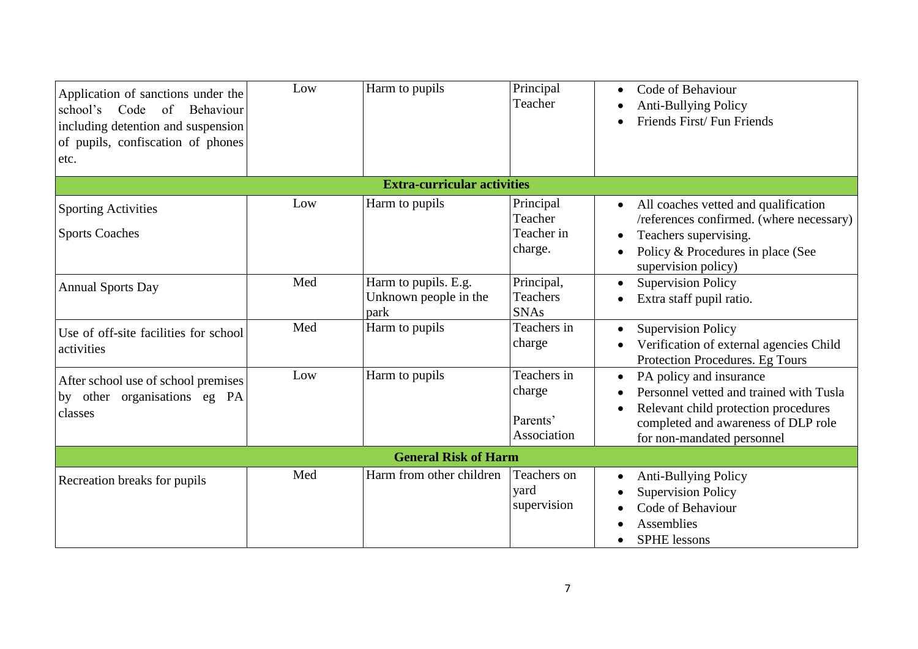| | | | | |
|---|---|---|---|---|
| Application of sanctions under the school's Code of Behaviour including detention and suspension of pupils, confiscation of phones etc. | Low | Harm to pupils | Principal<br>Teacher | • Code of Behaviour<br>• Anti-Bullying Policy<br>• Friends First/ Fun Friends |
| **Extra-curricular activities** | | | | |
| Sporting Activities<br><br>Sports Coaches | Low | Harm to pupils | Principal<br>Teacher<br>Teacher in charge. | • All coaches vetted and qualification /references confirmed. (where necessary)<br>• Teachers supervising.<br>• Policy & Procedures in place (See supervision policy) |
| Annual Sports Day | Med | Harm to pupils. E.g. Unknown people in the park | Principal,<br>Teachers<br>SNAs | • Supervision Policy<br>• Extra staff pupil ratio. |
| Use of off-site facilities for school activities | Med | Harm to pupils | Teachers in charge | • Supervision Policy<br>• Verification of external agencies Child Protection Procedures. Eg Tours |
| After school use of school premises by other organisations eg PA classes | Low | Harm to pupils | Teachers in charge<br><br>Parents' Association | • PA policy and insurance<br>• Personnel vetted and trained with Tusla<br>• Relevant child protection procedures completed and awareness of DLP role for non-mandated personnel |
| **General Risk of Harm** | | | | |
| Recreation breaks for pupils | Med | Harm from other children | Teachers on yard supervision | • Anti-Bullying Policy<br>• Supervision Policy<br>• Code of Behaviour<br>• Assemblies<br>• SPHE lessons |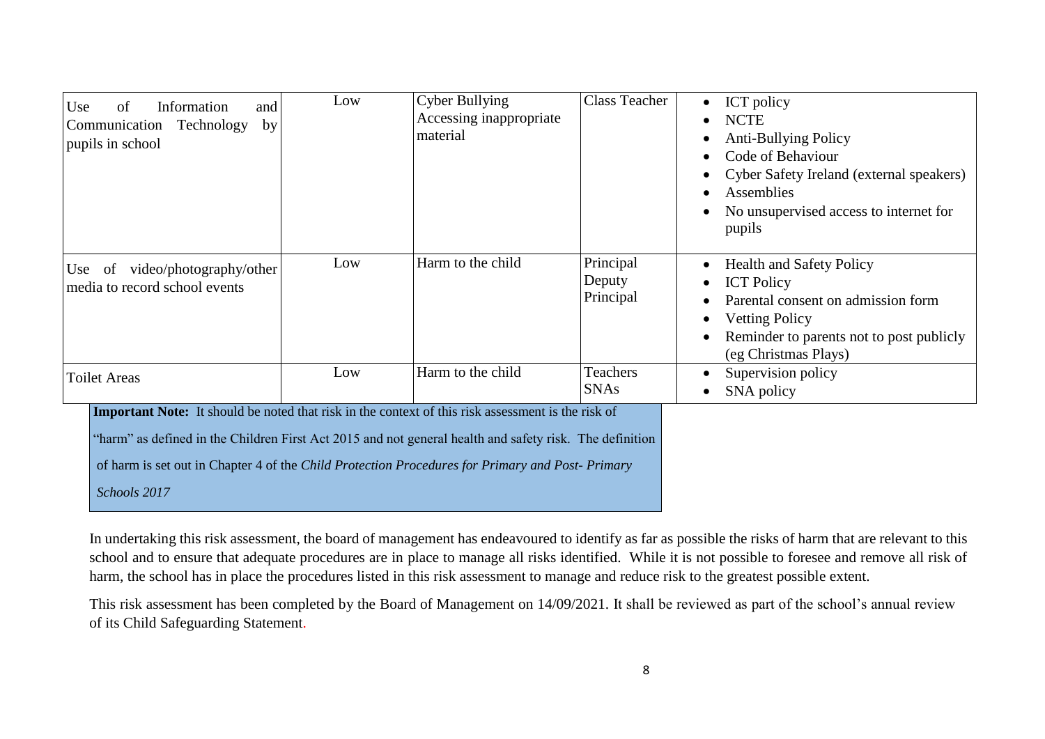| | | | | |
|---|---|---|---|---|
| Use of Information and Communication Technology by pupils in school | Low | Cyber Bullying<br>Accessing inappropriate material | Class Teacher | • ICT policy<br>• NCTE<br>• Anti-Bullying Policy<br>• Code of Behaviour<br>• Cyber Safety Ireland (external speakers)<br>• Assemblies<br>• No unsupervised access to internet for pupils |
| Use of video/photography/other media to record school events | Low | Harm to the child | Principal<br>Deputy Principal | • Health and Safety Policy<br>• ICT Policy<br>• Parental consent on admission form<br>• Vetting Policy<br>• Reminder to parents not to post publicly (eg Christmas Plays) |
| Toilet Areas | Low | Harm to the child | Teachers<br>SNAs | • Supervision policy<br>• SNA policy |

**Important Note:** It should be noted that risk in the context of this risk assessment is the risk of "harm" as defined in the Children First Act 2015 and not general health and safety risk. The definition of harm is set out in Chapter 4 of the *Child Protection Procedures for Primary and Post- Primary Schools 2017*

In undertaking this risk assessment, the board of management has endeavoured to identify as far as possible the risks of harm that are relevant to this school and to ensure that adequate procedures are in place to manage all risks identified. While it is not possible to foresee and remove all risk of harm, the school has in place the procedures listed in this risk assessment to manage and reduce risk to the greatest possible extent.

This risk assessment has been completed by the Board of Management on 14/09/2021. It shall be reviewed as part of the school's annual review of its Child Safeguarding Statement.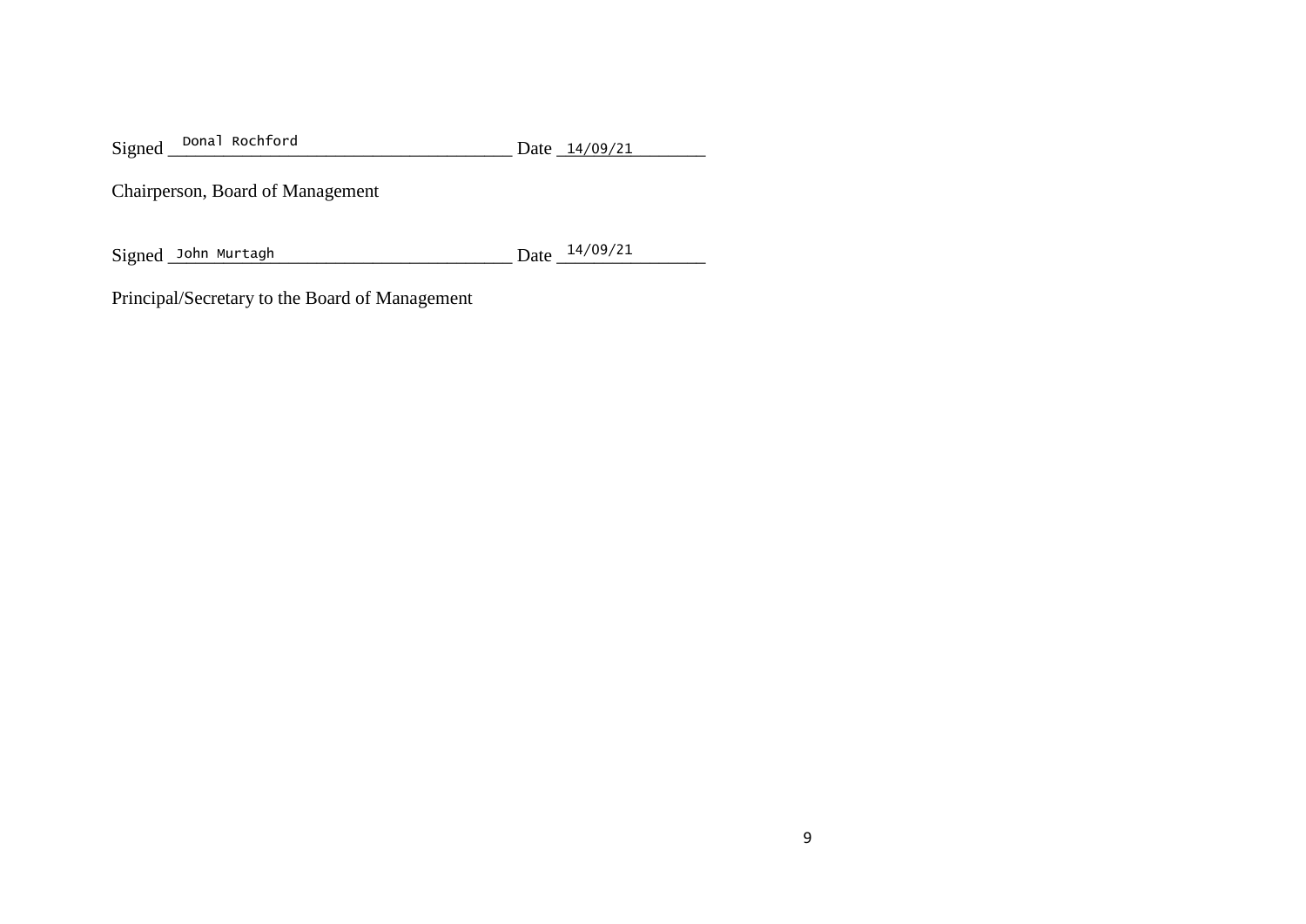Signed Donal Rochford Date 14/09/21

Chairperson, Board of Management

Signed John Murtagh Date 14/09/21

Principal/Secretary to the Board of Management